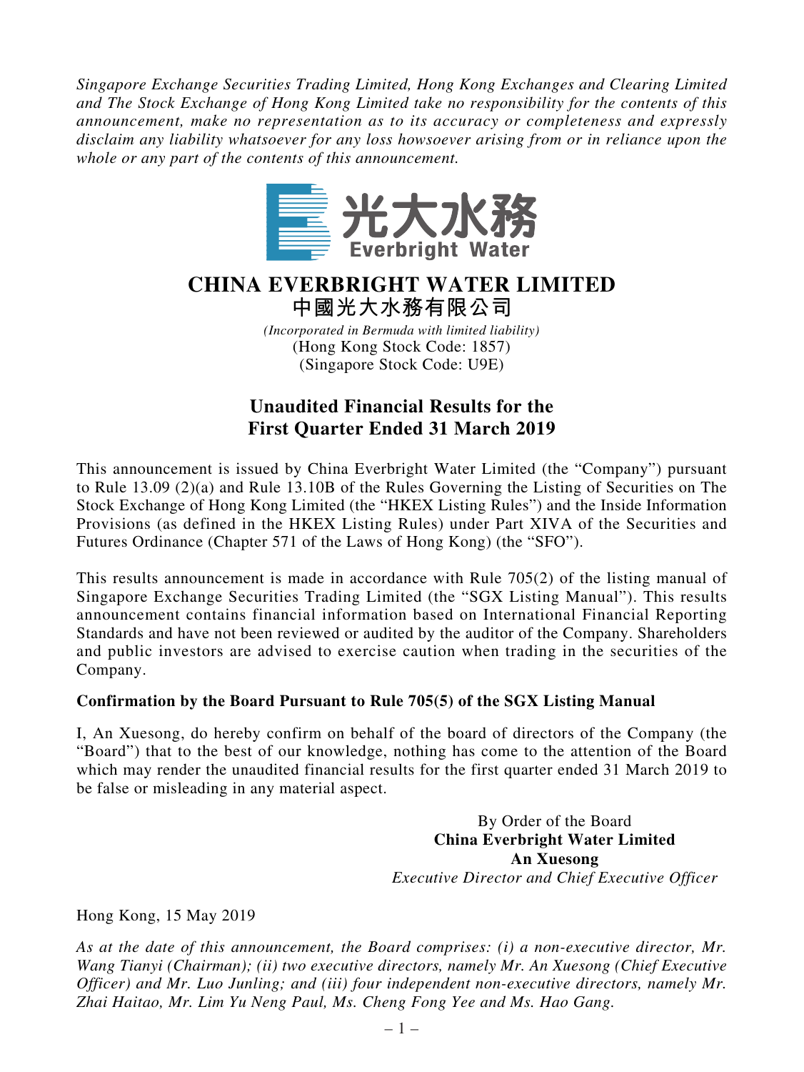*Singapore Exchange Securities Trading Limited, Hong Kong Exchanges and Clearing Limited and The Stock Exchange of Hong Kong Limited take no responsibility for the contents of this announcement, make no representation as to its accuracy or completeness and expressly disclaim any liability whatsoever for any loss howsoever arising from or in reliance upon the whole or any part of the contents of this announcement.*

光大水務
Everbright Water

# CHINA EVERBRIGHT WATER LIMITED
# 中國光大水務有限公司

*(Incorporated in Bermuda with limited liability)*
(Hong Kong Stock Code: 1857)
(Singapore Stock Code: U9E)

## Unaudited Financial Results for the First Quarter Ended 31 March 2019

This announcement is issued by China Everbright Water Limited (the "Company") pursuant to Rule 13.09 (2)(a) and Rule 13.10B of the Rules Governing the Listing of Securities on The Stock Exchange of Hong Kong Limited (the "HKEX Listing Rules") and the Inside Information Provisions (as defined in the HKEX Listing Rules) under Part XIVA of the Securities and Futures Ordinance (Chapter 571 of the Laws of Hong Kong) (the "SFO").

This results announcement is made in accordance with Rule 705(2) of the listing manual of Singapore Exchange Securities Trading Limited (the "SGX Listing Manual"). This results announcement contains financial information based on International Financial Reporting Standards and have not been reviewed or audited by the auditor of the Company. Shareholders and public investors are advised to exercise caution when trading in the securities of the Company.

**Confirmation by the Board Pursuant to Rule 705(5) of the SGX Listing Manual**

I, An Xuesong, do hereby confirm on behalf of the board of directors of the Company (the "Board") that to the best of our knowledge, nothing has come to the attention of the Board which may render the unaudited financial results for the first quarter ended 31 March 2019 to be false or misleading in any material aspect.

By Order of the Board
**China Everbright Water Limited**
**An Xuesong**
*Executive Director and Chief Executive Officer*

Hong Kong, 15 May 2019

*As at the date of this announcement, the Board comprises: (i) a non-executive director, Mr. Wang Tianyi (Chairman); (ii) two executive directors, namely Mr. An Xuesong (Chief Executive Officer) and Mr. Luo Junling; and (iii) four independent non-executive directors, namely Mr. Zhai Haitao, Mr. Lim Yu Neng Paul, Ms. Cheng Fong Yee and Ms. Hao Gang.*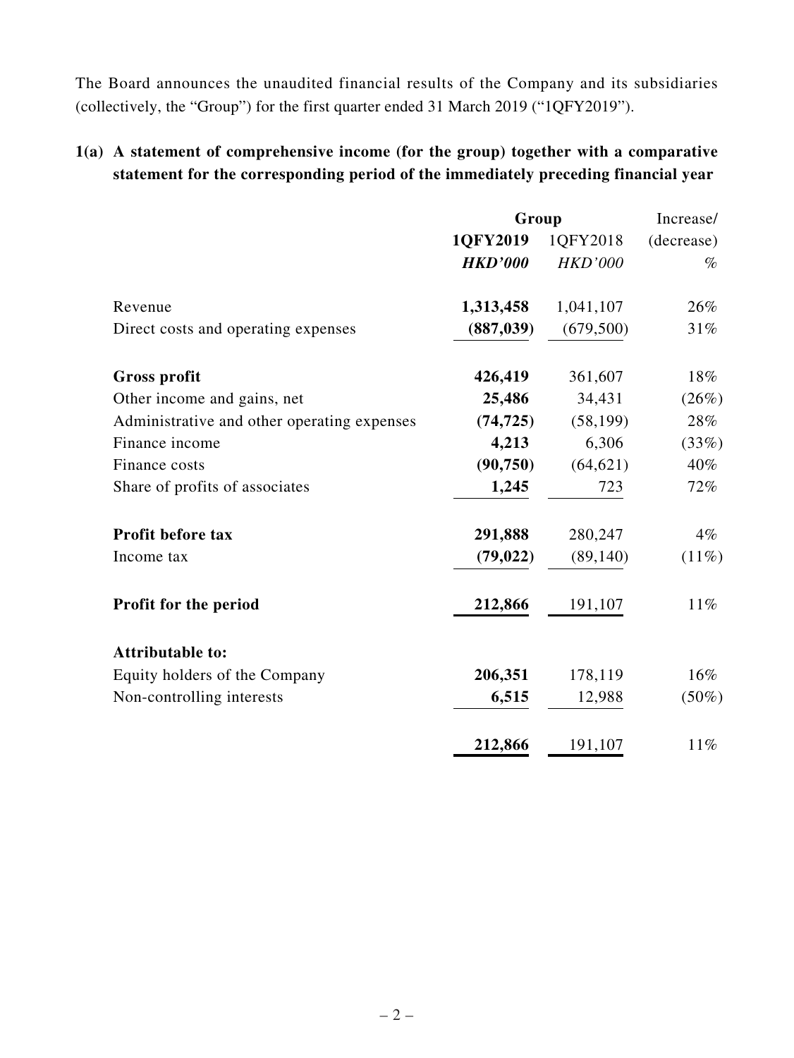The Board announces the unaudited financial results of the Company and its subsidiaries (collectively, the "Group") for the first quarter ended 31 March 2019 ("1QFY2019").

## 1(a) A statement of comprehensive income (for the group) together with a comparative statement for the corresponding period of the immediately preceding financial year

| | Group | | Increase/ |
|---|---|---|---|
| | **1QFY2019** | 1QFY2018 | (decrease) |
| | ***HKD'000*** | *HKD'000* | % |
| Revenue | **1,313,458** | 1,041,107 | 26% |
| Direct costs and operating expenses | **(887,039)** | (679,500) | 31% |
| **Gross profit** | **426,419** | 361,607 | 18% |
| Other income and gains, net | **25,486** | 34,431 | (26%) |
| Administrative and other operating expenses | **(74,725)** | (58,199) | 28% |
| Finance income | **4,213** | 6,306 | (33%) |
| Finance costs | **(90,750)** | (64,621) | 40% |
| Share of profits of associates | **1,245** | 723 | 72% |
| **Profit before tax** | **291,888** | 280,247 | 4% |
| Income tax | **(79,022)** | (89,140) | (11%) |
| **Profit for the period** | **212,866** | 191,107 | 11% |
| **Attributable to:** | | | |
| Equity holders of the Company | **206,351** | 178,119 | 16% |
| Non-controlling interests | **6,515** | 12,988 | (50%) |
| | **212,866** | 191,107 | 11% |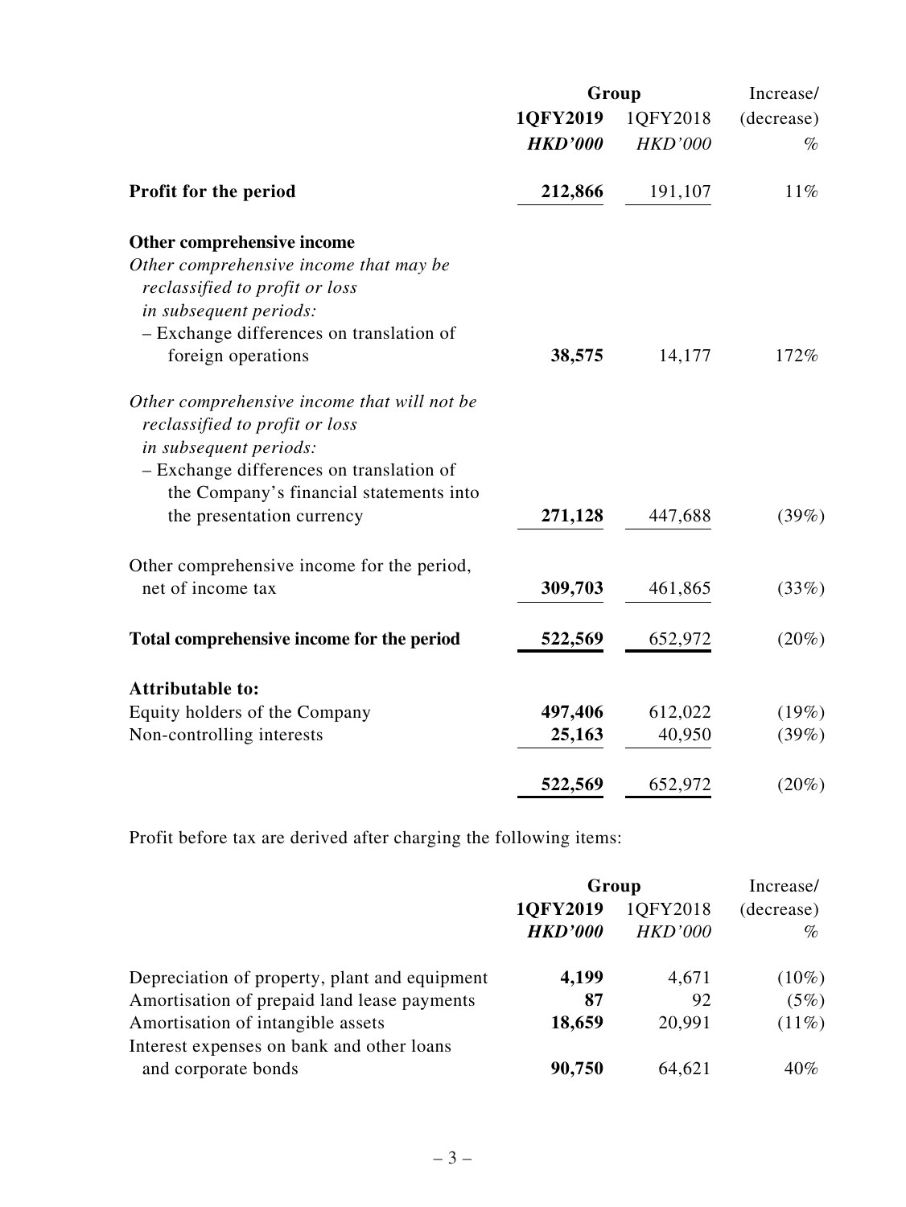| | Group | | Increase/ |
|---|---|---|---|
| | **1QFY2019** | 1QFY2018 | (decrease) |
| | ***HKD'000*** | *HKD'000* | *%* |
| **Profit for the period** | **212,866** | 191,107 | 11% |
| **Other comprehensive income** | | | |
| *Other comprehensive income that may be reclassified to profit or loss in subsequent periods:* | | | |
| – Exchange differences on translation of foreign operations | **38,575** | 14,177 | 172% |
| *Other comprehensive income that will not be reclassified to profit or loss in subsequent periods:* | | | |
| – Exchange differences on translation of the Company's financial statements into the presentation currency | **271,128** | 447,688 | (39%) |
| Other comprehensive income for the period, net of income tax | **309,703** | 461,865 | (33%) |
| **Total comprehensive income for the period** | **522,569** | 652,972 | (20%) |
| **Attributable to:** | | | |
| Equity holders of the Company | **497,406** | 612,022 | (19%) |
| Non-controlling interests | **25,163** | 40,950 | (39%) |
| | **522,569** | 652,972 | (20%) |

Profit before tax are derived after charging the following items:

| | Group | | Increase/ |
|---|---|---|---|
| | **1QFY2019** | 1QFY2018 | (decrease) |
| | ***HKD'000*** | *HKD'000* | *%* |
| Depreciation of property, plant and equipment | **4,199** | 4,671 | (10%) |
| Amortisation of prepaid land lease payments | **87** | 92 | (5%) |
| Amortisation of intangible assets | **18,659** | 20,991 | (11%) |
| Interest expenses on bank and other loans and corporate bonds | **90,750** | 64,621 | 40% |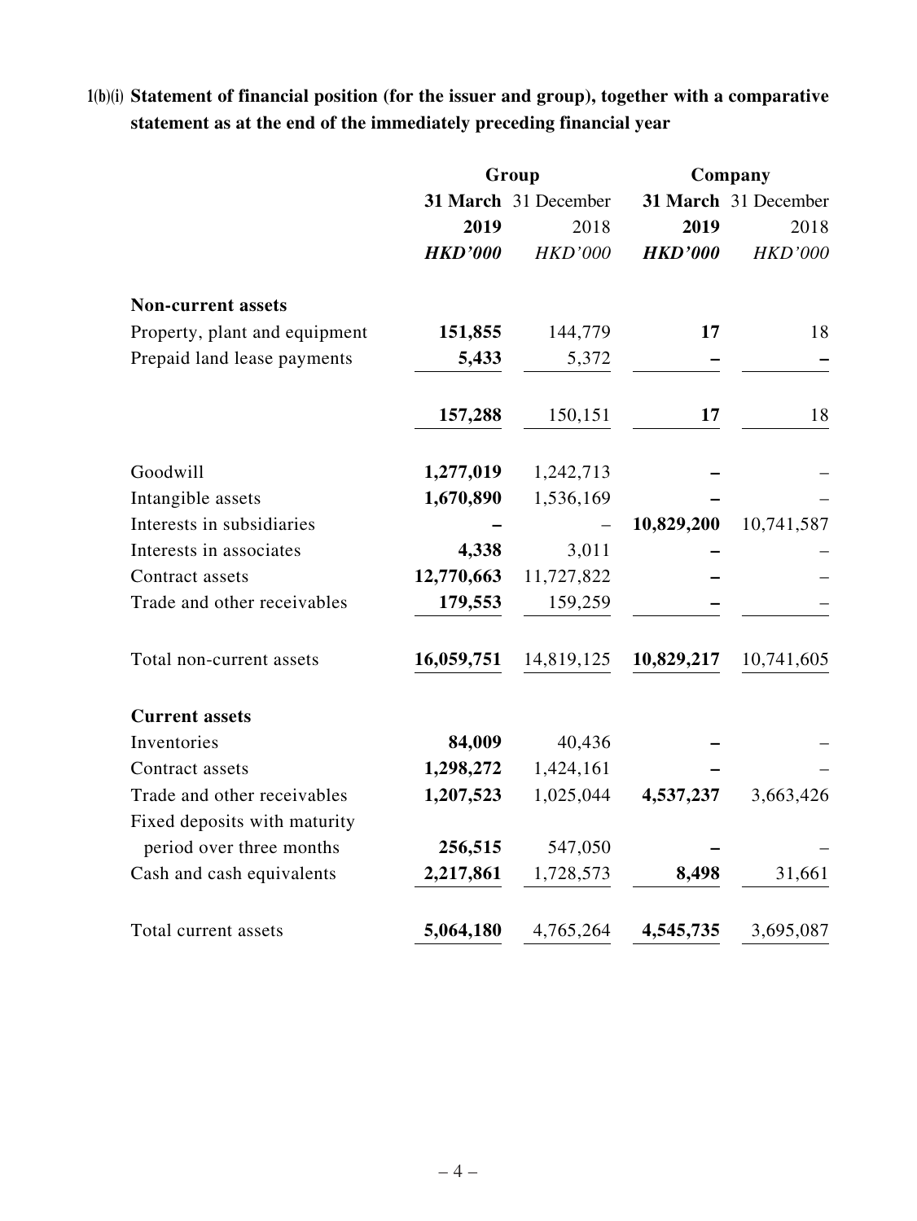**1(b)(i) Statement of financial position (for the issuer and group), together with a comparative statement as at the end of the immediately preceding financial year**

| | Group | | Company | |
|---|---|---|---|---|
| | **31 March 2019** | 31 December 2018 | **31 March 2019** | 31 December 2018 |
| | ***HKD'000*** | *HKD'000* | ***HKD'000*** | *HKD'000* |
| **Non-current assets** | | | | |
| Property, plant and equipment | **151,855** | 144,779 | **17** | 18 |
| Prepaid land lease payments | **5,433** | 5,372 | **–** | **–** |
| | **157,288** | 150,151 | **17** | 18 |
| Goodwill | **1,277,019** | 1,242,713 | **–** | – |
| Intangible assets | **1,670,890** | 1,536,169 | **–** | – |
| Interests in subsidiaries | **–** | – | **10,829,200** | 10,741,587 |
| Interests in associates | **4,338** | 3,011 | **–** | – |
| Contract assets | **12,770,663** | 11,727,822 | **–** | – |
| Trade and other receivables | **179,553** | 159,259 | **–** | – |
| Total non-current assets | **16,059,751** | 14,819,125 | **10,829,217** | 10,741,605 |
| **Current assets** | | | | |
| Inventories | **84,009** | 40,436 | **–** | – |
| Contract assets | **1,298,272** | 1,424,161 | **–** | – |
| Trade and other receivables | **1,207,523** | 1,025,044 | **4,537,237** | 3,663,426 |
| Fixed deposits with maturity period over three months | **256,515** | 547,050 | **–** | – |
| Cash and cash equivalents | **2,217,861** | 1,728,573 | **8,498** | 31,661 |
| Total current assets | **5,064,180** | 4,765,264 | **4,545,735** | 3,695,087 |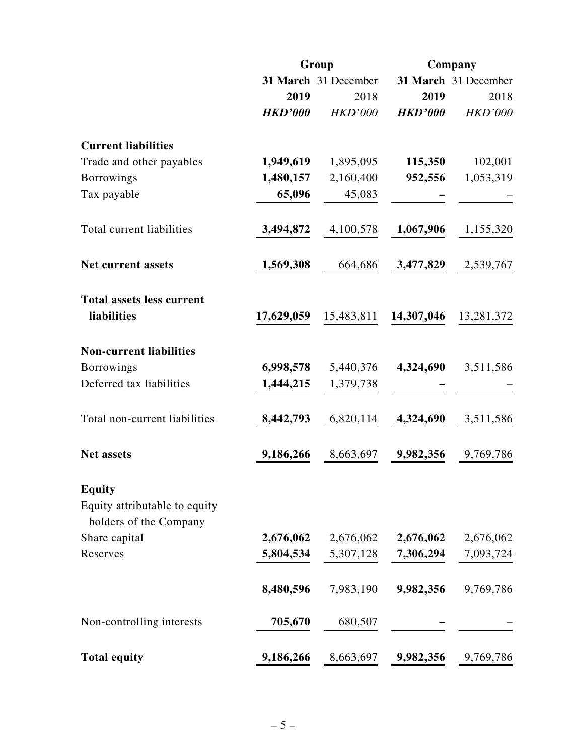| | Group | | Company | |
|---|---|---|---|---|
| | **31 March 2019** | 31 December 2018 | **31 March 2019** | 31 December 2018 |
| | ***HKD'000*** | *HKD'000* | ***HKD'000*** | *HKD'000* |
| **Current liabilities** | | | | |
| Trade and other payables | **1,949,619** | 1,895,095 | **115,350** | 102,001 |
| Borrowings | **1,480,157** | 2,160,400 | **952,556** | 1,053,319 |
| Tax payable | **65,096** | 45,083 | **–** | – |
| Total current liabilities | **3,494,872** | 4,100,578 | **1,067,906** | 1,155,320 |
| **Net current assets** | **1,569,308** | 664,686 | **3,477,829** | 2,539,767 |
| **Total assets less current liabilities** | **17,629,059** | 15,483,811 | **14,307,046** | 13,281,372 |
| **Non-current liabilities** | | | | |
| Borrowings | **6,998,578** | 5,440,376 | **4,324,690** | 3,511,586 |
| Deferred tax liabilities | **1,444,215** | 1,379,738 | **–** | – |
| Total non-current liabilities | **8,442,793** | 6,820,114 | **4,324,690** | 3,511,586 |
| **Net assets** | **9,186,266** | 8,663,697 | **9,982,356** | 9,769,786 |
| **Equity** | | | | |
| Equity attributable to equity holders of the Company | | | | |
| Share capital | **2,676,062** | 2,676,062 | **2,676,062** | 2,676,062 |
| Reserves | **5,804,534** | 5,307,128 | **7,306,294** | 7,093,724 |
| | **8,480,596** | 7,983,190 | **9,982,356** | 9,769,786 |
| Non-controlling interests | **705,670** | 680,507 | **–** | – |
| **Total equity** | **9,186,266** | 8,663,697 | **9,982,356** | 9,769,786 |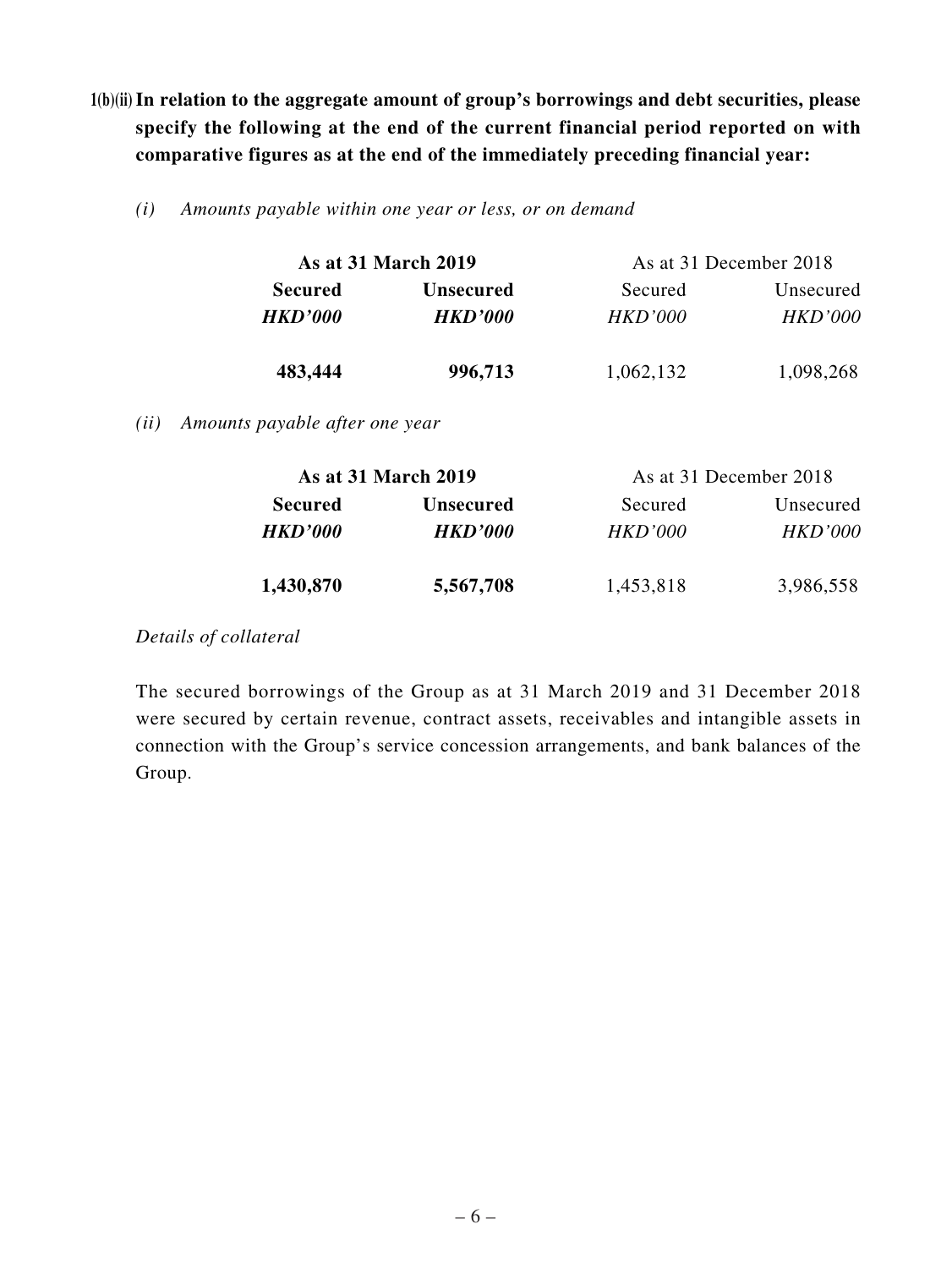**1(b)(ii) In relation to the aggregate amount of group's borrowings and debt securities, please specify the following at the end of the current financial period reported on with comparative figures as at the end of the immediately preceding financial year:**

*(i) Amounts payable within one year or less, or on demand*

| **As at 31 March 2019** | | As at 31 December 2018 | |
|---|---|---|---|
| **Secured** | **Unsecured** | Secured | Unsecured |
| ***HKD'000*** | ***HKD'000*** | *HKD'000* | *HKD'000* |
| **483,444** | **996,713** | 1,062,132 | 1,098,268 |

*(ii) Amounts payable after one year*

| **As at 31 March 2019** | | As at 31 December 2018 | |
|---|---|---|---|
| **Secured** | **Unsecured** | Secured | Unsecured |
| ***HKD'000*** | ***HKD'000*** | *HKD'000* | *HKD'000* |
| **1,430,870** | **5,567,708** | 1,453,818 | 3,986,558 |

*Details of collateral*

The secured borrowings of the Group as at 31 March 2019 and 31 December 2018 were secured by certain revenue, contract assets, receivables and intangible assets in connection with the Group's service concession arrangements, and bank balances of the Group.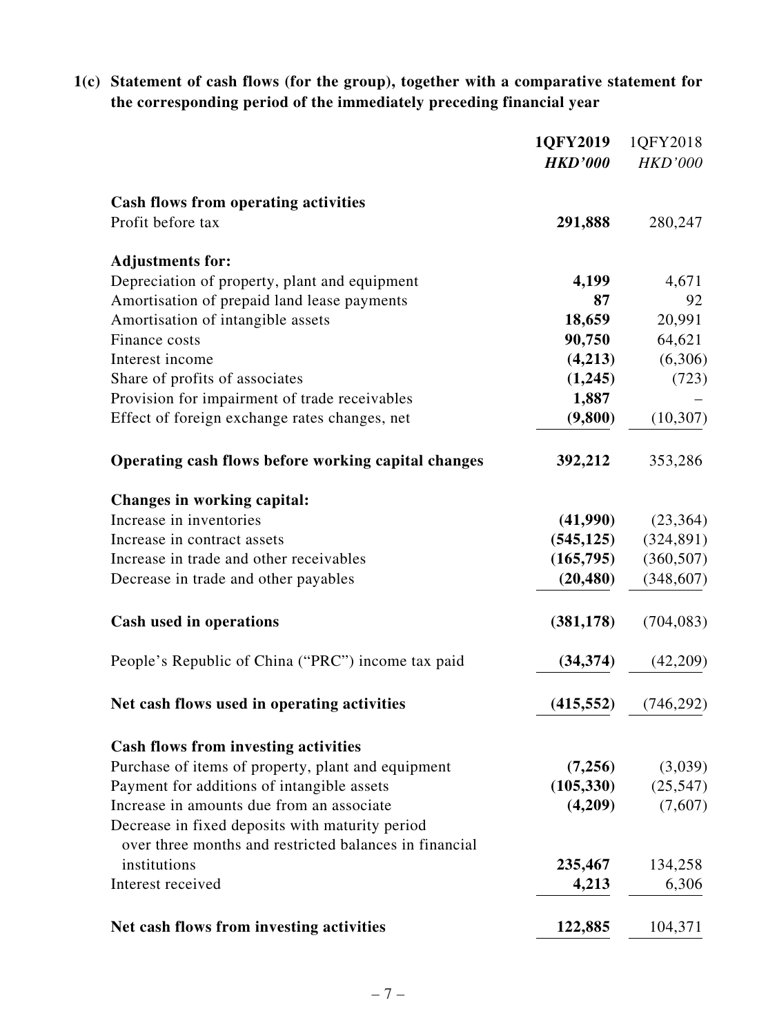**1(c) Statement of cash flows (for the group), together with a comparative statement for the corresponding period of the immediately preceding financial year**

| | **1QFY2019** | 1QFY2018 |
|---|---|---|
| | ***HKD'000*** | *HKD'000* |
| **Cash flows from operating activities** | | |
| Profit before tax | **291,888** | 280,247 |
| **Adjustments for:** | | |
| Depreciation of property, plant and equipment | **4,199** | 4,671 |
| Amortisation of prepaid land lease payments | **87** | 92 |
| Amortisation of intangible assets | **18,659** | 20,991 |
| Finance costs | **90,750** | 64,621 |
| Interest income | **(4,213)** | (6,306) |
| Share of profits of associates | **(1,245)** | (723) |
| Provision for impairment of trade receivables | **1,887** | – |
| Effect of foreign exchange rates changes, net | **(9,800)** | (10,307) |
| **Operating cash flows before working capital changes** | **392,212** | 353,286 |
| **Changes in working capital:** | | |
| Increase in inventories | **(41,990)** | (23,364) |
| Increase in contract assets | **(545,125)** | (324,891) |
| Increase in trade and other receivables | **(165,795)** | (360,507) |
| Decrease in trade and other payables | **(20,480)** | (348,607) |
| **Cash used in operations** | **(381,178)** | (704,083) |
| People's Republic of China ("PRC") income tax paid | **(34,374)** | (42,209) |
| **Net cash flows used in operating activities** | **(415,552)** | (746,292) |
| **Cash flows from investing activities** | | |
| Purchase of items of property, plant and equipment | **(7,256)** | (3,039) |
| Payment for additions of intangible assets | **(105,330)** | (25,547) |
| Increase in amounts due from an associate | **(4,209)** | (7,607) |
| Decrease in fixed deposits with maturity period over three months and restricted balances in financial institutions | **235,467** | 134,258 |
| Interest received | **4,213** | 6,306 |
| **Net cash flows from investing activities** | **122,885** | 104,371 |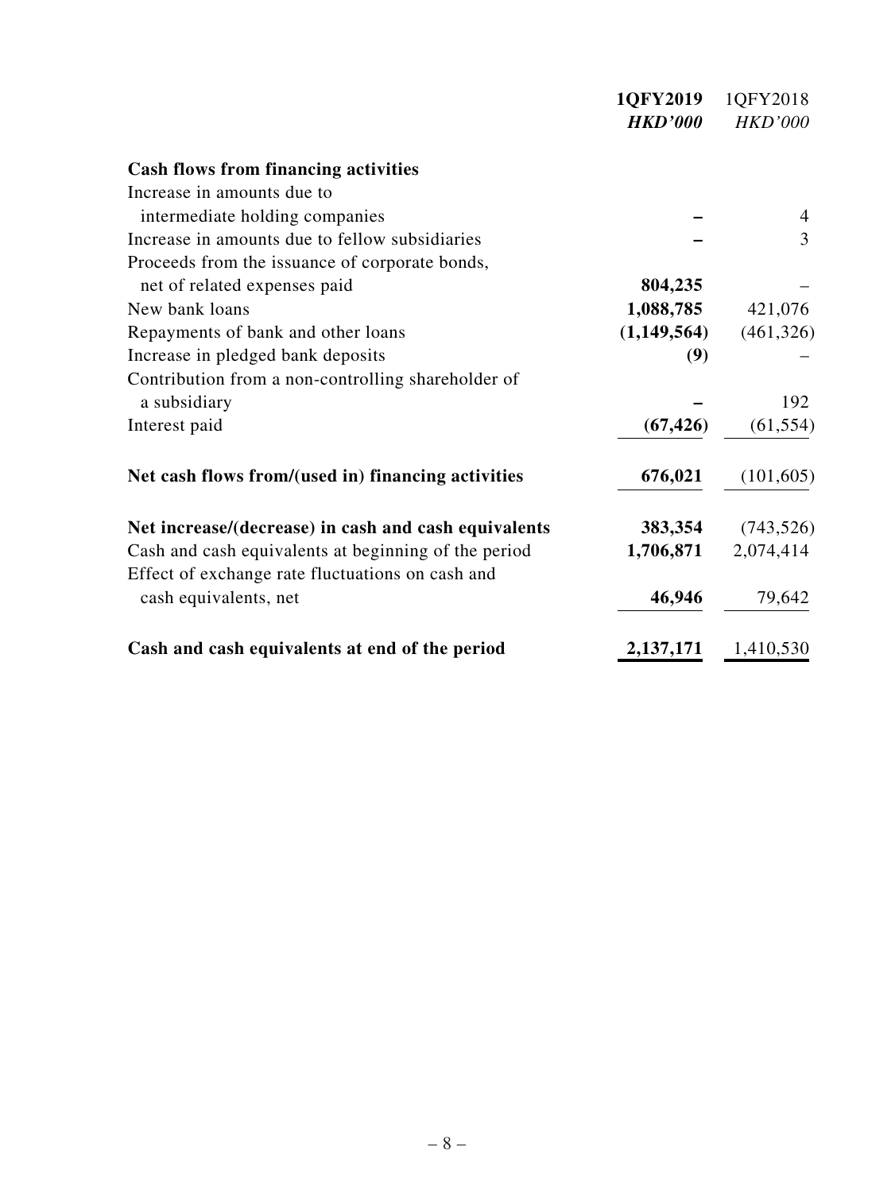| | 1QFY2019 | 1QFY2018 |
|---|---|---|
| | *HKD'000* | *HKD'000* |
| **Cash flows from financing activities** | | |
| Increase in amounts due to intermediate holding companies | **–** | 4 |
| Increase in amounts due to fellow subsidiaries | **–** | 3 |
| Proceeds from the issuance of corporate bonds, net of related expenses paid | **804,235** | – |
| New bank loans | **1,088,785** | 421,076 |
| Repayments of bank and other loans | **(1,149,564)** | (461,326) |
| Increase in pledged bank deposits | **(9)** | – |
| Contribution from a non-controlling shareholder of a subsidiary | **–** | 192 |
| Interest paid | **(67,426)** | (61,554) |
| **Net cash flows from/(used in) financing activities** | **676,021** | (101,605) |
| **Net increase/(decrease) in cash and cash equivalents** | **383,354** | (743,526) |
| Cash and cash equivalents at beginning of the period | **1,706,871** | 2,074,414 |
| Effect of exchange rate fluctuations on cash and cash equivalents, net | **46,946** | 79,642 |
| **Cash and cash equivalents at end of the period** | **2,137,171** | 1,410,530 |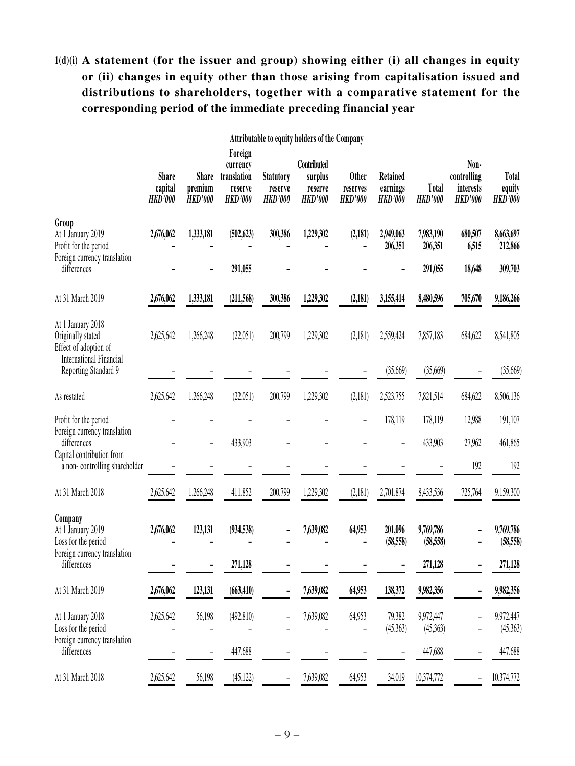**1(d)(i) A statement (for the issuer and group) showing either (i) all changes in equity or (ii) changes in equity other than those arising from capitalisation issued and distributions to shareholders, together with a comparative statement for the corresponding period of the immediate preceding financial year**

| | Attributable to equity holders of the Company | | | | | | | | | |
|---|---|---|---|---|---|---|---|---|---|---|
| | **Share capital** *HKD'000* | **Share premium** *HKD'000* | **Foreign currency translation reserve** *HKD'000* | **Statutory reserve** *HKD'000* | **Contributed surplus reserve** *HKD'000* | **Other reserves** *HKD'000* | **Retained earnings** *HKD'000* | **Total** *HKD'000* | **Non-controlling interests** *HKD'000* | **Total equity** *HKD'000* |
| **Group** | | | | | | | | | | |
| At 1 January 2019 | **2,676,062** | **1,333,181** | **(502,623)** | **300,386** | **1,229,302** | **(2,181)** | **2,949,063** | **7,983,190** | **680,507** | **8,663,697** |
| Profit for the period | **–** | **–** | **–** | **–** | **–** | **–** | **206,351** | **206,351** | **6,515** | **212,866** |
| Foreign currency translation differences | **–** | **–** | **291,055** | **–** | **–** | **–** | **–** | **291,055** | **18,648** | **309,703** |
| At 31 March 2019 | **2,676,062** | **1,333,181** | **(211,568)** | **300,386** | **1,229,302** | **(2,181)** | **3,155,414** | **8,480,596** | **705,670** | **9,186,266** |
| At 1 January 2018 Originally stated | 2,625,642 | 1,266,248 | (22,051) | 200,799 | 1,229,302 | (2,181) | 2,559,424 | 7,857,183 | 684,622 | 8,541,805 |
| Effect of adoption of International Financial Reporting Standard 9 | – | – | – | – | – | – | (35,669) | (35,669) | – | (35,669) |
| As restated | 2,625,642 | 1,266,248 | (22,051) | 200,799 | 1,229,302 | (2,181) | 2,523,755 | 7,821,514 | 684,622 | 8,506,136 |
| Profit for the period | – | – | – | – | – | – | 178,119 | 178,119 | 12,988 | 191,107 |
| Foreign currency translation differences | – | – | 433,903 | – | – | – | – | 433,903 | 27,962 | 461,865 |
| Capital contribution from a non- controlling shareholder | – | – | – | – | – | – | – | – | 192 | 192 |
| At 31 March 2018 | 2,625,642 | 1,266,248 | 411,852 | 200,799 | 1,229,302 | (2,181) | 2,701,874 | 8,433,536 | 725,764 | 9,159,300 |
| **Company** | | | | | | | | | | |
| At 1 January 2019 | **2,676,062** | **123,131** | **(934,538)** | **–** | **7,639,082** | **64,953** | **201,096** | **9,769,786** | **–** | **9,769,786** |
| Loss for the period | **–** | **–** | **–** | **–** | **–** | **–** | **(58,558)** | **(58,558)** | **–** | **(58,558)** |
| Foreign currency translation differences | **–** | **–** | **271,128** | **–** | **–** | **–** | **–** | **271,128** | **–** | **271,128** |
| At 31 March 2019 | **2,676,062** | **123,131** | **(663,410)** | **–** | **7,639,082** | **64,953** | **138,372** | **9,982,356** | **–** | **9,982,356** |
| At 1 January 2018 | 2,625,642 | 56,198 | (492,810) | – | 7,639,082 | 64,953 | 79,382 | 9,972,447 | – | 9,972,447 |
| Loss for the period | – | – | – | – | – | – | (45,363) | (45,363) | – | (45,363) |
| Foreign currency translation differences | – | – | 447,688 | – | – | – | – | 447,688 | – | 447,688 |
| At 31 March 2018 | 2,625,642 | 56,198 | (45,122) | – | 7,639,082 | 64,953 | 34,019 | 10,374,772 | – | 10,374,772 |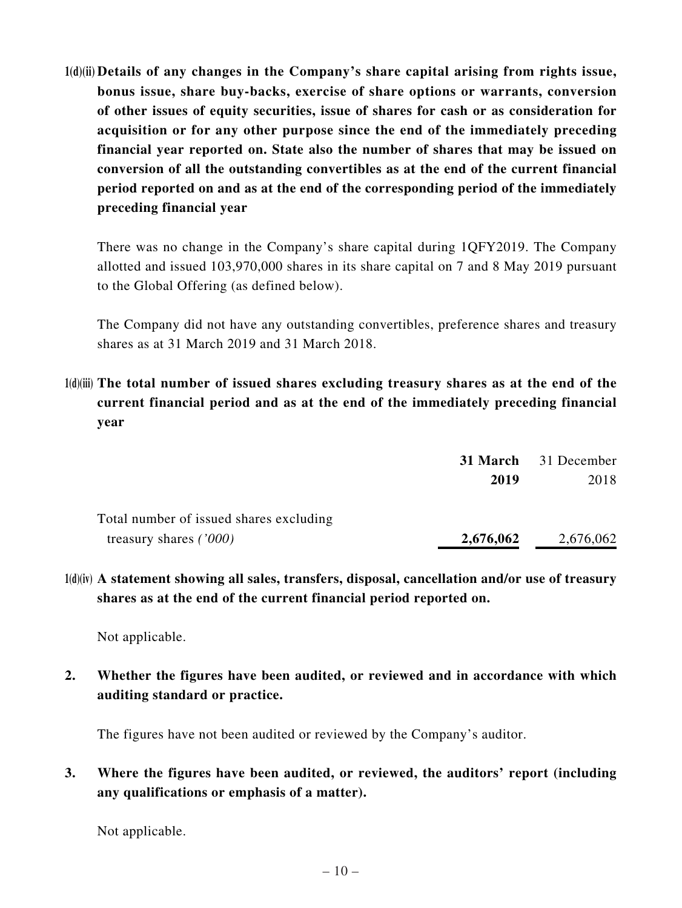**1(d)(ii) Details of any changes in the Company's share capital arising from rights issue, bonus issue, share buy-backs, exercise of share options or warrants, conversion of other issues of equity securities, issue of shares for cash or as consideration for acquisition or for any other purpose since the end of the immediately preceding financial year reported on. State also the number of shares that may be issued on conversion of all the outstanding convertibles as at the end of the current financial period reported on and as at the end of the corresponding period of the immediately preceding financial year**

There was no change in the Company's share capital during 1QFY2019. The Company allotted and issued 103,970,000 shares in its share capital on 7 and 8 May 2019 pursuant to the Global Offering (as defined below).

The Company did not have any outstanding convertibles, preference shares and treasury shares as at 31 March 2019 and 31 March 2018.

**1(d)(iii) The total number of issued shares excluding treasury shares as at the end of the current financial period and as at the end of the immediately preceding financial year**

| | **31 March 2019** | 31 December 2018 |
|---|---|---|
| Total number of issued shares excluding treasury shares *('000)* | **2,676,062** | 2,676,062 |

**1(d)(iv) A statement showing all sales, transfers, disposal, cancellation and/or use of treasury shares as at the end of the current financial period reported on.**

Not applicable.

**2. Whether the figures have been audited, or reviewed and in accordance with which auditing standard or practice.**

The figures have not been audited or reviewed by the Company's auditor.

**3. Where the figures have been audited, or reviewed, the auditors' report (including any qualifications or emphasis of a matter).**

Not applicable.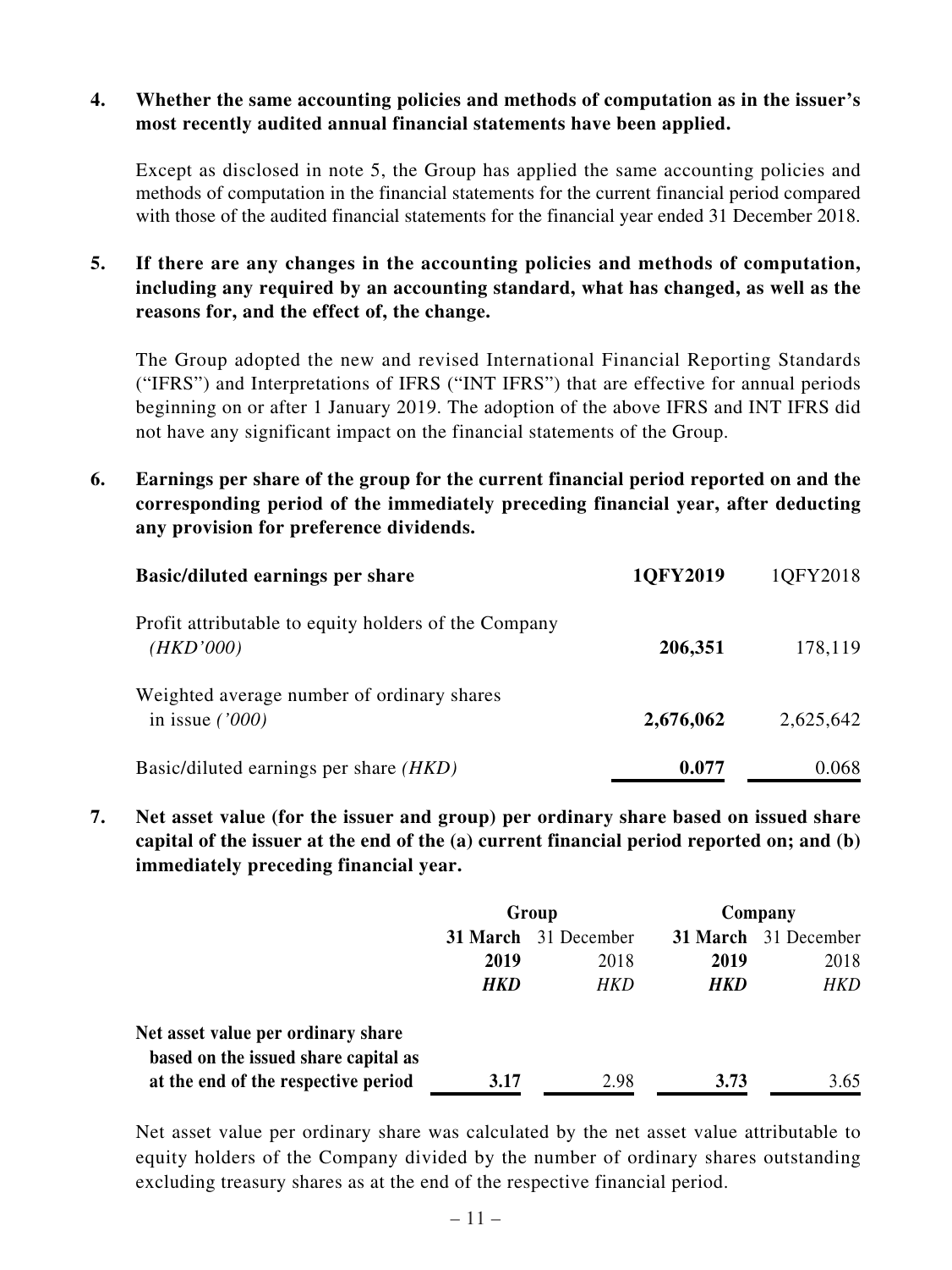**4. Whether the same accounting policies and methods of computation as in the issuer's most recently audited annual financial statements have been applied.**

Except as disclosed in note 5, the Group has applied the same accounting policies and methods of computation in the financial statements for the current financial period compared with those of the audited financial statements for the financial year ended 31 December 2018.

**5. If there are any changes in the accounting policies and methods of computation, including any required by an accounting standard, what has changed, as well as the reasons for, and the effect of, the change.**

The Group adopted the new and revised International Financial Reporting Standards ("IFRS") and Interpretations of IFRS ("INT IFRS") that are effective for annual periods beginning on or after 1 January 2019. The adoption of the above IFRS and INT IFRS did not have any significant impact on the financial statements of the Group.

**6. Earnings per share of the group for the current financial period reported on and the corresponding period of the immediately preceding financial year, after deducting any provision for preference dividends.**

| **Basic/diluted earnings per share** | **1QFY2019** | 1QFY2018 |
|---|---|---|
| Profit attributable to equity holders of the Company *(HKD'000)* | **206,351** | 178,119 |
| Weighted average number of ordinary shares in issue *('000)* | **2,676,062** | 2,625,642 |
| Basic/diluted earnings per share *(HKD)* | **0.077** | 0.068 |

**7. Net asset value (for the issuer and group) per ordinary share based on issued share capital of the issuer at the end of the (a) current financial period reported on; and (b) immediately preceding financial year.**

| | **Group** | | **Company** | |
|---|---|---|---|---|
| | **31 March 2019** | 31 December 2018 | **31 March 2019** | 31 December 2018 |
| | ***HKD*** | *HKD* | ***HKD*** | *HKD* |
| **Net asset value per ordinary share based on the issued share capital as at the end of the respective period** | **3.17** | 2.98 | **3.73** | 3.65 |

Net asset value per ordinary share was calculated by the net asset value attributable to equity holders of the Company divided by the number of ordinary shares outstanding excluding treasury shares as at the end of the respective financial period.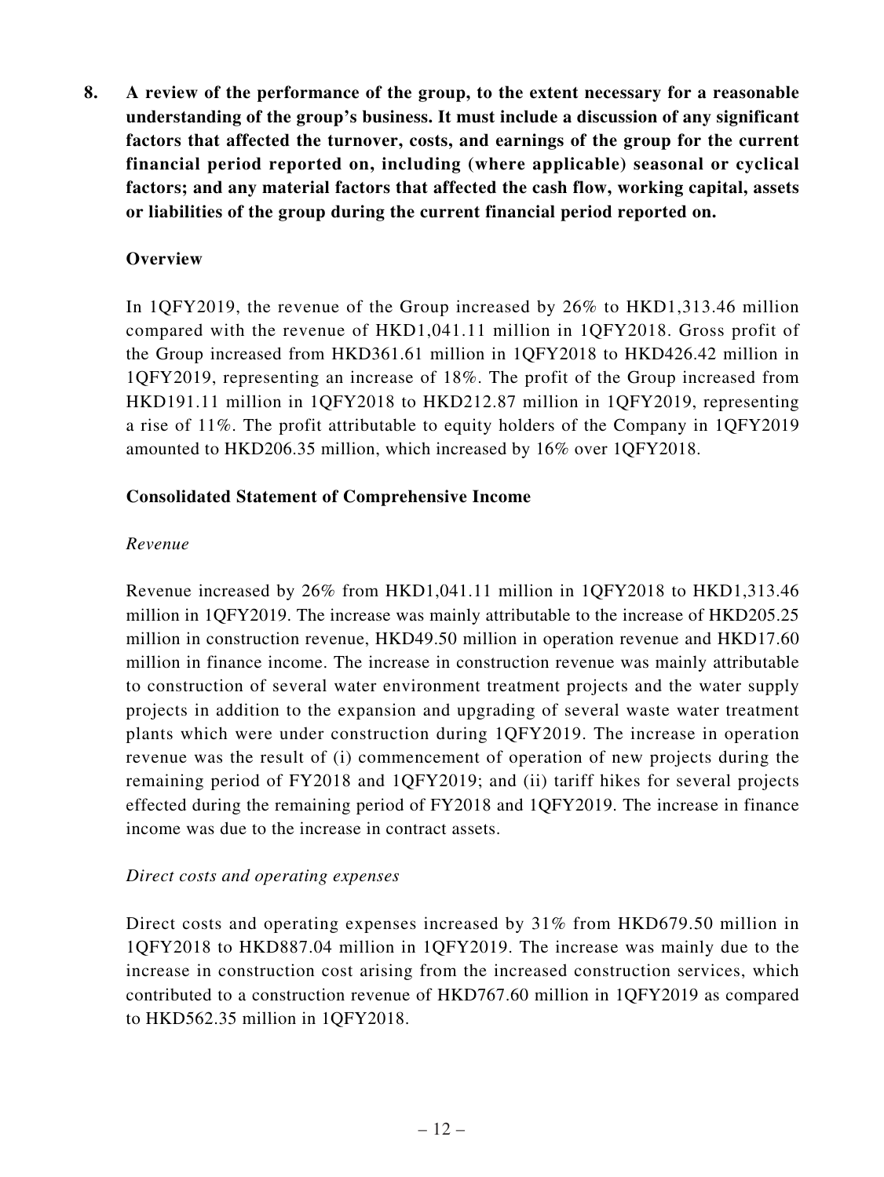**8. A review of the performance of the group, to the extent necessary for a reasonable understanding of the group's business. It must include a discussion of any significant factors that affected the turnover, costs, and earnings of the group for the current financial period reported on, including (where applicable) seasonal or cyclical factors; and any material factors that affected the cash flow, working capital, assets or liabilities of the group during the current financial period reported on.**

**Overview**

In 1QFY2019, the revenue of the Group increased by 26% to HKD1,313.46 million compared with the revenue of HKD1,041.11 million in 1QFY2018. Gross profit of the Group increased from HKD361.61 million in 1QFY2018 to HKD426.42 million in 1QFY2019, representing an increase of 18%. The profit of the Group increased from HKD191.11 million in 1QFY2018 to HKD212.87 million in 1QFY2019, representing a rise of 11%. The profit attributable to equity holders of the Company in 1QFY2019 amounted to HKD206.35 million, which increased by 16% over 1QFY2018.

**Consolidated Statement of Comprehensive Income**

*Revenue*

Revenue increased by 26% from HKD1,041.11 million in 1QFY2018 to HKD1,313.46 million in 1QFY2019. The increase was mainly attributable to the increase of HKD205.25 million in construction revenue, HKD49.50 million in operation revenue and HKD17.60 million in finance income. The increase in construction revenue was mainly attributable to construction of several water environment treatment projects and the water supply projects in addition to the expansion and upgrading of several waste water treatment plants which were under construction during 1QFY2019. The increase in operation revenue was the result of (i) commencement of operation of new projects during the remaining period of FY2018 and 1QFY2019; and (ii) tariff hikes for several projects effected during the remaining period of FY2018 and 1QFY2019. The increase in finance income was due to the increase in contract assets.

*Direct costs and operating expenses*

Direct costs and operating expenses increased by 31% from HKD679.50 million in 1QFY2018 to HKD887.04 million in 1QFY2019. The increase was mainly due to the increase in construction cost arising from the increased construction services, which contributed to a construction revenue of HKD767.60 million in 1QFY2019 as compared to HKD562.35 million in 1QFY2018.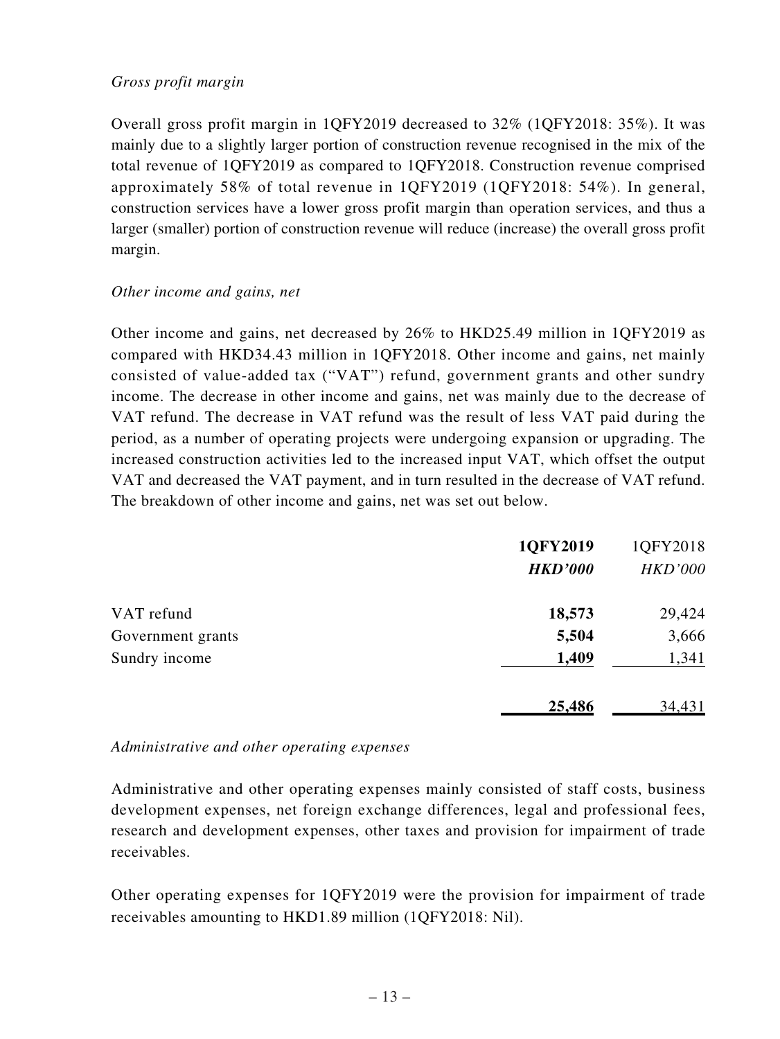*Gross profit margin*

Overall gross profit margin in 1QFY2019 decreased to 32% (1QFY2018: 35%). It was mainly due to a slightly larger portion of construction revenue recognised in the mix of the total revenue of 1QFY2019 as compared to 1QFY2018. Construction revenue comprised approximately 58% of total revenue in 1QFY2019 (1QFY2018: 54%). In general, construction services have a lower gross profit margin than operation services, and thus a larger (smaller) portion of construction revenue will reduce (increase) the overall gross profit margin.

*Other income and gains, net*

Other income and gains, net decreased by 26% to HKD25.49 million in 1QFY2019 as compared with HKD34.43 million in 1QFY2018. Other income and gains, net mainly consisted of value-added tax ("VAT") refund, government grants and other sundry income. The decrease in other income and gains, net was mainly due to the decrease of VAT refund. The decrease in VAT refund was the result of less VAT paid during the period, as a number of operating projects were undergoing expansion or upgrading. The increased construction activities led to the increased input VAT, which offset the output VAT and decreased the VAT payment, and in turn resulted in the decrease of VAT refund. The breakdown of other income and gains, net was set out below.

| | **1QFY2019** | 1QFY2018 |
|---|---|---|
| | ***HKD'000*** | *HKD'000* |
| VAT refund | **18,573** | 29,424 |
| Government grants | **5,504** | 3,666 |
| Sundry income | **1,409** | 1,341 |
| | **25,486** | 34,431 |

*Administrative and other operating expenses*

Administrative and other operating expenses mainly consisted of staff costs, business development expenses, net foreign exchange differences, legal and professional fees, research and development expenses, other taxes and provision for impairment of trade receivables.

Other operating expenses for 1QFY2019 were the provision for impairment of trade receivables amounting to HKD1.89 million (1QFY2018: Nil).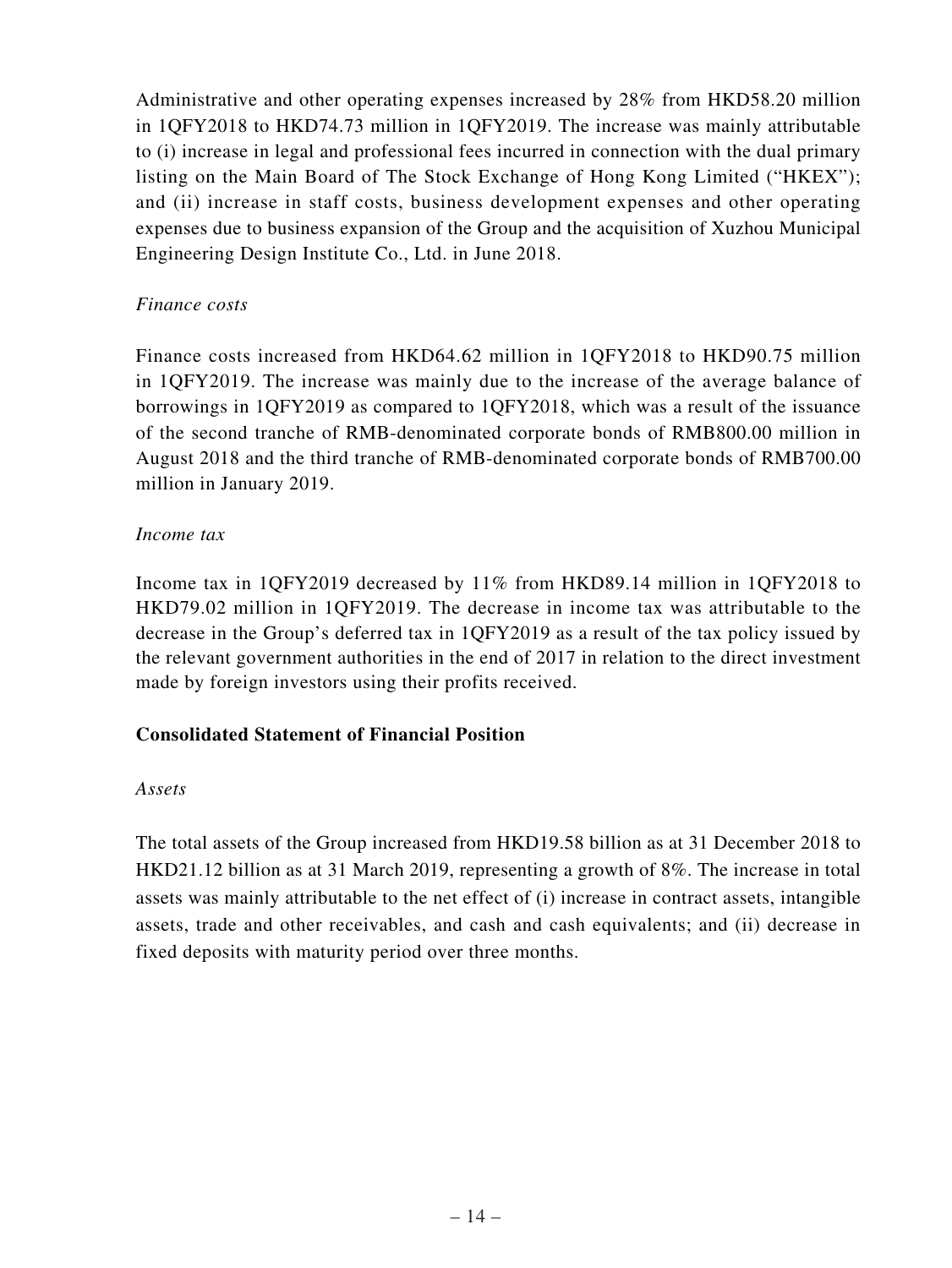Administrative and other operating expenses increased by 28% from HKD58.20 million in 1QFY2018 to HKD74.73 million in 1QFY2019. The increase was mainly attributable to (i) increase in legal and professional fees incurred in connection with the dual primary listing on the Main Board of The Stock Exchange of Hong Kong Limited ("HKEX"); and (ii) increase in staff costs, business development expenses and other operating expenses due to business expansion of the Group and the acquisition of Xuzhou Municipal Engineering Design Institute Co., Ltd. in June 2018.

*Finance costs*

Finance costs increased from HKD64.62 million in 1QFY2018 to HKD90.75 million in 1QFY2019. The increase was mainly due to the increase of the average balance of borrowings in 1QFY2019 as compared to 1QFY2018, which was a result of the issuance of the second tranche of RMB-denominated corporate bonds of RMB800.00 million in August 2018 and the third tranche of RMB-denominated corporate bonds of RMB700.00 million in January 2019.

*Income tax*

Income tax in 1QFY2019 decreased by 11% from HKD89.14 million in 1QFY2018 to HKD79.02 million in 1QFY2019. The decrease in income tax was attributable to the decrease in the Group's deferred tax in 1QFY2019 as a result of the tax policy issued by the relevant government authorities in the end of 2017 in relation to the direct investment made by foreign investors using their profits received.

**Consolidated Statement of Financial Position**

*Assets*

The total assets of the Group increased from HKD19.58 billion as at 31 December 2018 to HKD21.12 billion as at 31 March 2019, representing a growth of 8%. The increase in total assets was mainly attributable to the net effect of (i) increase in contract assets, intangible assets, trade and other receivables, and cash and cash equivalents; and (ii) decrease in fixed deposits with maturity period over three months.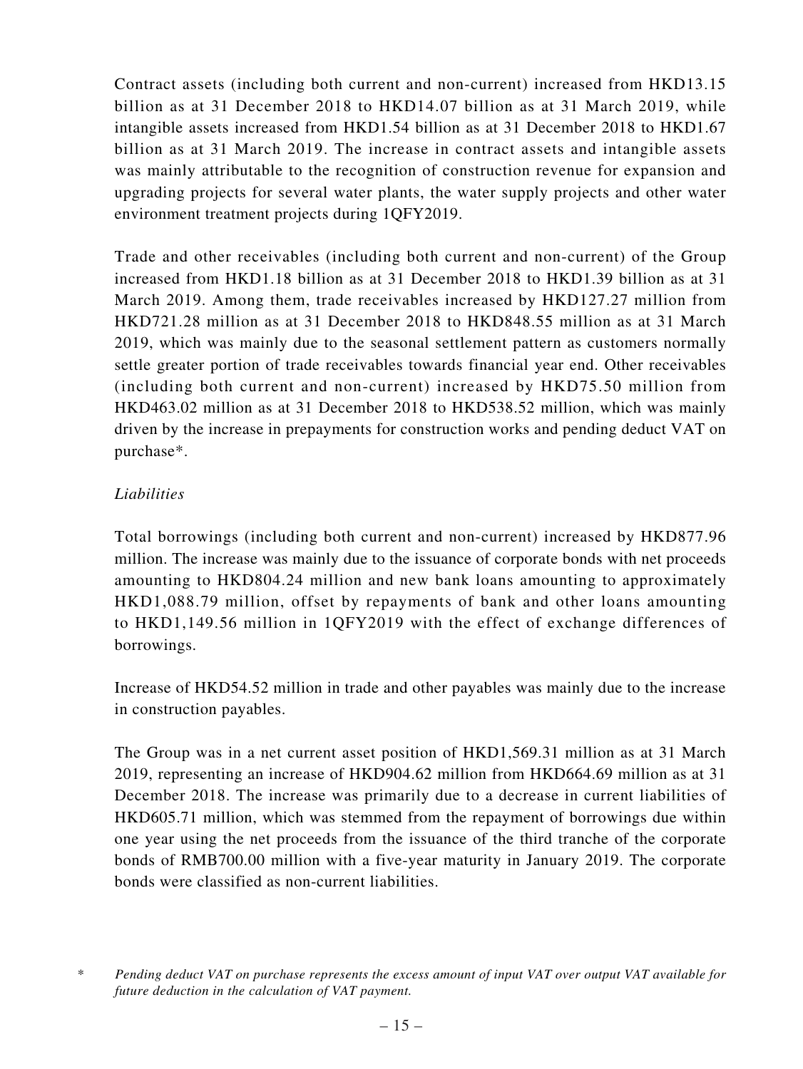Contract assets (including both current and non-current) increased from HKD13.15 billion as at 31 December 2018 to HKD14.07 billion as at 31 March 2019, while intangible assets increased from HKD1.54 billion as at 31 December 2018 to HKD1.67 billion as at 31 March 2019. The increase in contract assets and intangible assets was mainly attributable to the recognition of construction revenue for expansion and upgrading projects for several water plants, the water supply projects and other water environment treatment projects during 1QFY2019.

Trade and other receivables (including both current and non-current) of the Group increased from HKD1.18 billion as at 31 December 2018 to HKD1.39 billion as at 31 March 2019. Among them, trade receivables increased by HKD127.27 million from HKD721.28 million as at 31 December 2018 to HKD848.55 million as at 31 March 2019, which was mainly due to the seasonal settlement pattern as customers normally settle greater portion of trade receivables towards financial year end. Other receivables (including both current and non-current) increased by HKD75.50 million from HKD463.02 million as at 31 December 2018 to HKD538.52 million, which was mainly driven by the increase in prepayments for construction works and pending deduct VAT on purchase*.

*Liabilities*

Total borrowings (including both current and non-current) increased by HKD877.96 million. The increase was mainly due to the issuance of corporate bonds with net proceeds amounting to HKD804.24 million and new bank loans amounting to approximately HKD1,088.79 million, offset by repayments of bank and other loans amounting to HKD1,149.56 million in 1QFY2019 with the effect of exchange differences of borrowings.

Increase of HKD54.52 million in trade and other payables was mainly due to the increase in construction payables.

The Group was in a net current asset position of HKD1,569.31 million as at 31 March 2019, representing an increase of HKD904.62 million from HKD664.69 million as at 31 December 2018. The increase was primarily due to a decrease in current liabilities of HKD605.71 million, which was stemmed from the repayment of borrowings due within one year using the net proceeds from the issuance of the third tranche of the corporate bonds of RMB700.00 million with a five-year maturity in January 2019. The corporate bonds were classified as non-current liabilities.

\* *Pending deduct VAT on purchase represents the excess amount of input VAT over output VAT available for future deduction in the calculation of VAT payment.*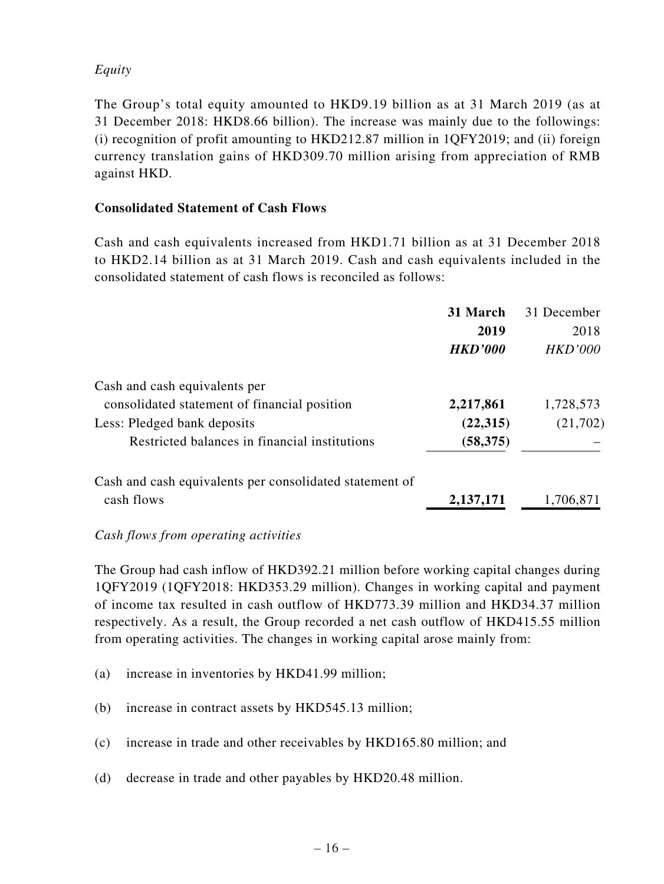*Equity*

The Group's total equity amounted to HKD9.19 billion as at 31 March 2019 (as at 31 December 2018: HKD8.66 billion). The increase was mainly due to the followings: (i) recognition of profit amounting to HKD212.87 million in 1QFY2019; and (ii) foreign currency translation gains of HKD309.70 million arising from appreciation of RMB against HKD.

**Consolidated Statement of Cash Flows**

Cash and cash equivalents increased from HKD1.71 billion as at 31 December 2018 to HKD2.14 billion as at 31 March 2019. Cash and cash equivalents included in the consolidated statement of cash flows is reconciled as follows:

| | **31 March 2019** | 31 December 2018 |
|---|---|---|
| | ***HKD'000*** | *HKD'000* |
| Cash and cash equivalents per consolidated statement of financial position | **2,217,861** | 1,728,573 |
| Less: Pledged bank deposits | **(22,315)** | (21,702) |
| Restricted balances in financial institutions | **(58,375)** | – |
| Cash and cash equivalents per consolidated statement of cash flows | **2,137,171** | 1,706,871 |

*Cash flows from operating activities*

The Group had cash inflow of HKD392.21 million before working capital changes during 1QFY2019 (1QFY2018: HKD353.29 million). Changes in working capital and payment of income tax resulted in cash outflow of HKD773.39 million and HKD34.37 million respectively. As a result, the Group recorded a net cash outflow of HKD415.55 million from operating activities. The changes in working capital arose mainly from:

(a) increase in inventories by HKD41.99 million;

(b) increase in contract assets by HKD545.13 million;

(c) increase in trade and other receivables by HKD165.80 million; and

(d) decrease in trade and other payables by HKD20.48 million.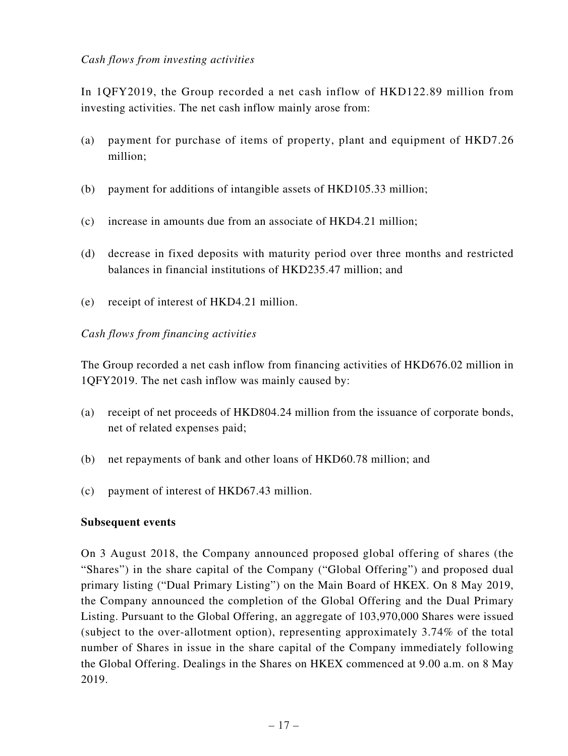*Cash flows from investing activities*

In 1QFY2019, the Group recorded a net cash inflow of HKD122.89 million from investing activities. The net cash inflow mainly arose from:

(a) payment for purchase of items of property, plant and equipment of HKD7.26 million;

(b) payment for additions of intangible assets of HKD105.33 million;

(c) increase in amounts due from an associate of HKD4.21 million;

(d) decrease in fixed deposits with maturity period over three months and restricted balances in financial institutions of HKD235.47 million; and

(e) receipt of interest of HKD4.21 million.

*Cash flows from financing activities*

The Group recorded a net cash inflow from financing activities of HKD676.02 million in 1QFY2019. The net cash inflow was mainly caused by:

(a) receipt of net proceeds of HKD804.24 million from the issuance of corporate bonds, net of related expenses paid;

(b) net repayments of bank and other loans of HKD60.78 million; and

(c) payment of interest of HKD67.43 million.

**Subsequent events**

On 3 August 2018, the Company announced proposed global offering of shares (the "Shares") in the share capital of the Company ("Global Offering") and proposed dual primary listing ("Dual Primary Listing") on the Main Board of HKEX. On 8 May 2019, the Company announced the completion of the Global Offering and the Dual Primary Listing. Pursuant to the Global Offering, an aggregate of 103,970,000 Shares were issued (subject to the over-allotment option), representing approximately 3.74% of the total number of Shares in issue in the share capital of the Company immediately following the Global Offering. Dealings in the Shares on HKEX commenced at 9.00 a.m. on 8 May 2019.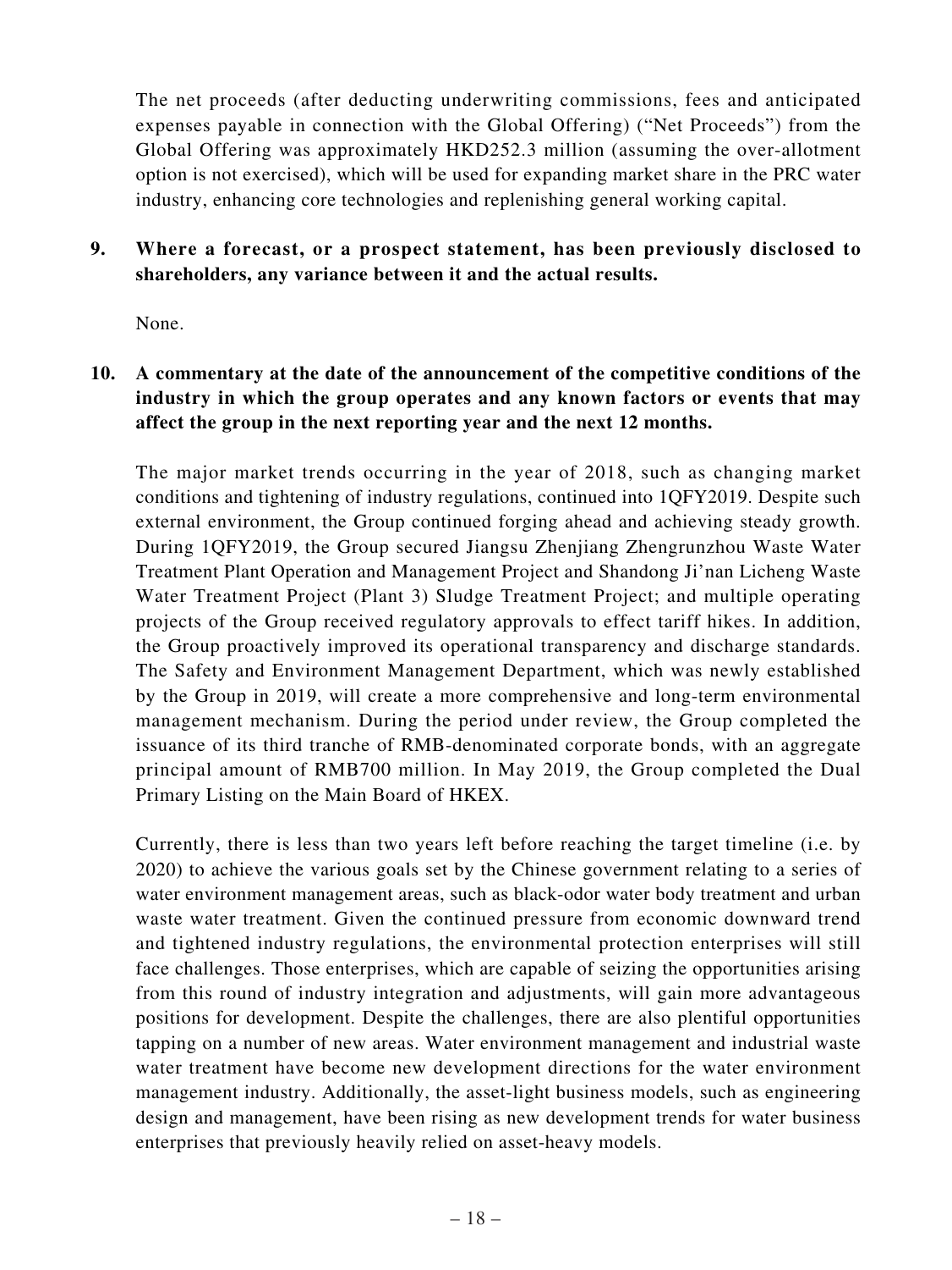The net proceeds (after deducting underwriting commissions, fees and anticipated expenses payable in connection with the Global Offering) ("Net Proceeds") from the Global Offering was approximately HKD252.3 million (assuming the over-allotment option is not exercised), which will be used for expanding market share in the PRC water industry, enhancing core technologies and replenishing general working capital.

**9. Where a forecast, or a prospect statement, has been previously disclosed to shareholders, any variance between it and the actual results.**

None.

**10. A commentary at the date of the announcement of the competitive conditions of the industry in which the group operates and any known factors or events that may affect the group in the next reporting year and the next 12 months.**

The major market trends occurring in the year of 2018, such as changing market conditions and tightening of industry regulations, continued into 1QFY2019. Despite such external environment, the Group continued forging ahead and achieving steady growth. During 1QFY2019, the Group secured Jiangsu Zhenjiang Zhengrunzhou Waste Water Treatment Plant Operation and Management Project and Shandong Ji'nan Licheng Waste Water Treatment Project (Plant 3) Sludge Treatment Project; and multiple operating projects of the Group received regulatory approvals to effect tariff hikes. In addition, the Group proactively improved its operational transparency and discharge standards. The Safety and Environment Management Department, which was newly established by the Group in 2019, will create a more comprehensive and long-term environmental management mechanism. During the period under review, the Group completed the issuance of its third tranche of RMB-denominated corporate bonds, with an aggregate principal amount of RMB700 million. In May 2019, the Group completed the Dual Primary Listing on the Main Board of HKEX.

Currently, there is less than two years left before reaching the target timeline (i.e. by 2020) to achieve the various goals set by the Chinese government relating to a series of water environment management areas, such as black-odor water body treatment and urban waste water treatment. Given the continued pressure from economic downward trend and tightened industry regulations, the environmental protection enterprises will still face challenges. Those enterprises, which are capable of seizing the opportunities arising from this round of industry integration and adjustments, will gain more advantageous positions for development. Despite the challenges, there are also plentiful opportunities tapping on a number of new areas. Water environment management and industrial waste water treatment have become new development directions for the water environment management industry. Additionally, the asset-light business models, such as engineering design and management, have been rising as new development trends for water business enterprises that previously heavily relied on asset-heavy models.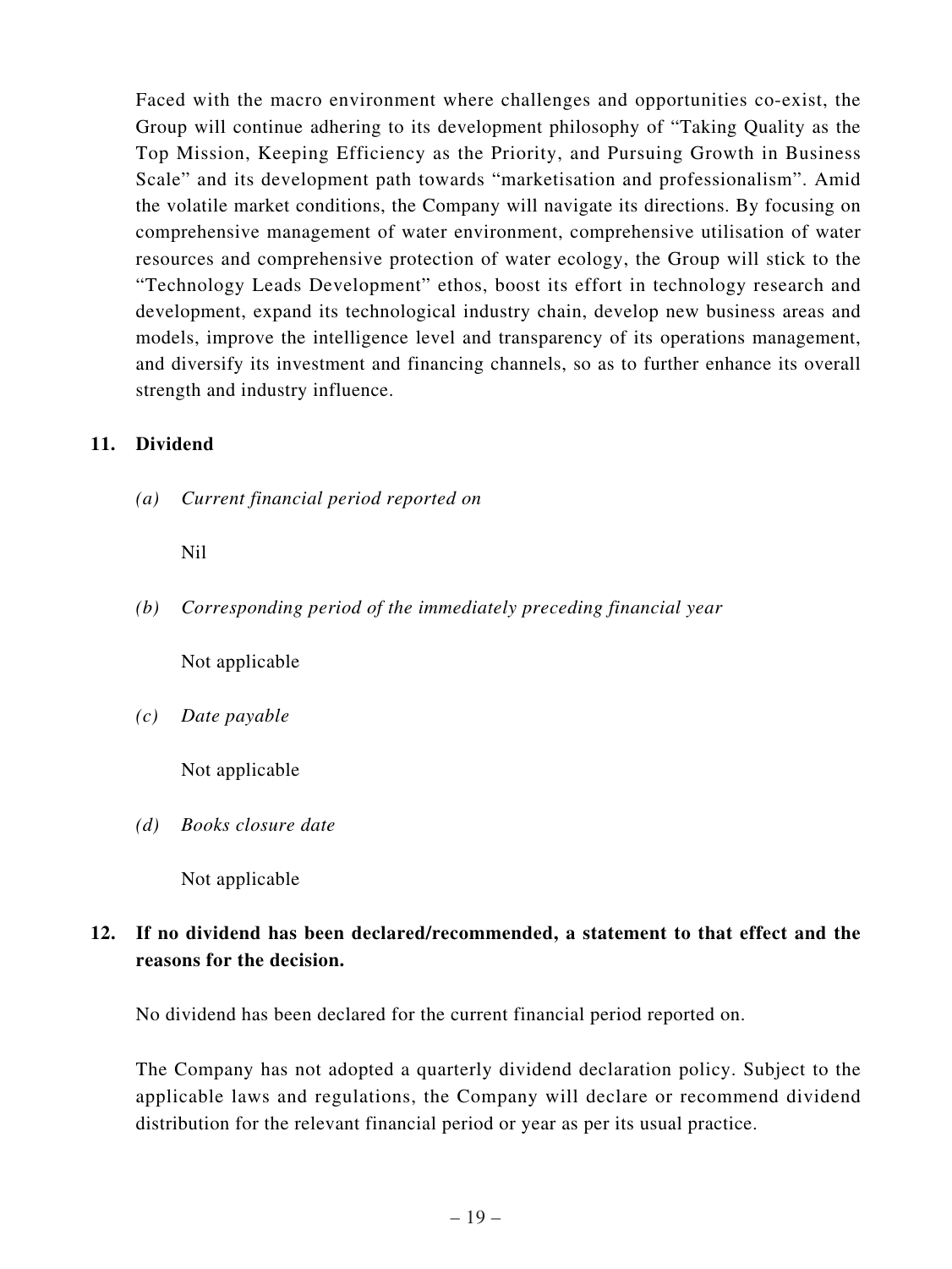Faced with the macro environment where challenges and opportunities co-exist, the Group will continue adhering to its development philosophy of "Taking Quality as the Top Mission, Keeping Efficiency as the Priority, and Pursuing Growth in Business Scale" and its development path towards "marketisation and professionalism". Amid the volatile market conditions, the Company will navigate its directions. By focusing on comprehensive management of water environment, comprehensive utilisation of water resources and comprehensive protection of water ecology, the Group will stick to the "Technology Leads Development" ethos, boost its effort in technology research and development, expand its technological industry chain, develop new business areas and models, improve the intelligence level and transparency of its operations management, and diversify its investment and financing channels, so as to further enhance its overall strength and industry influence.

## 11. Dividend

*(a) Current financial period reported on*

Nil

*(b) Corresponding period of the immediately preceding financial year*

Not applicable

*(c) Date payable*

Not applicable

*(d) Books closure date*

Not applicable

## 12. If no dividend has been declared/recommended, a statement to that effect and the reasons for the decision.

No dividend has been declared for the current financial period reported on.

The Company has not adopted a quarterly dividend declaration policy. Subject to the applicable laws and regulations, the Company will declare or recommend dividend distribution for the relevant financial period or year as per its usual practice.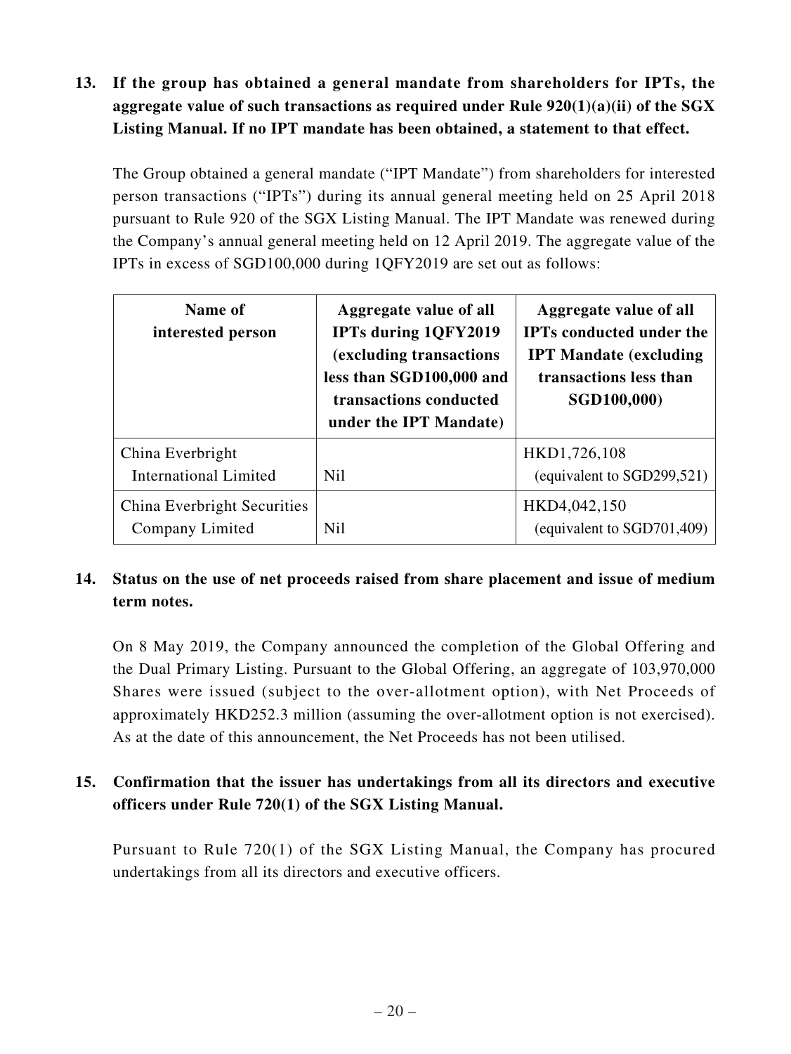**13. If the group has obtained a general mandate from shareholders for IPTs, the aggregate value of such transactions as required under Rule 920(1)(a)(ii) of the SGX Listing Manual. If no IPT mandate has been obtained, a statement to that effect.**

The Group obtained a general mandate ("IPT Mandate") from shareholders for interested person transactions ("IPTs") during its annual general meeting held on 25 April 2018 pursuant to Rule 920 of the SGX Listing Manual. The IPT Mandate was renewed during the Company's annual general meeting held on 12 April 2019. The aggregate value of the IPTs in excess of SGD100,000 during 1QFY2019 are set out as follows:

| Name of interested person | Aggregate value of all IPTs during 1QFY2019 (excluding transactions less than SGD100,000 and transactions conducted under the IPT Mandate) | Aggregate value of all IPTs conducted under the IPT Mandate (excluding transactions less than SGD100,000) |
|---|---|---|
| China Everbright International Limited | Nil | HKD1,726,108 (equivalent to SGD299,521) |
| China Everbright Securities Company Limited | Nil | HKD4,042,150 (equivalent to SGD701,409) |

**14. Status on the use of net proceeds raised from share placement and issue of medium term notes.**

On 8 May 2019, the Company announced the completion of the Global Offering and the Dual Primary Listing. Pursuant to the Global Offering, an aggregate of 103,970,000 Shares were issued (subject to the over-allotment option), with Net Proceeds of approximately HKD252.3 million (assuming the over-allotment option is not exercised). As at the date of this announcement, the Net Proceeds has not been utilised.

**15. Confirmation that the issuer has undertakings from all its directors and executive officers under Rule 720(1) of the SGX Listing Manual.**

Pursuant to Rule 720(1) of the SGX Listing Manual, the Company has procured undertakings from all its directors and executive officers.